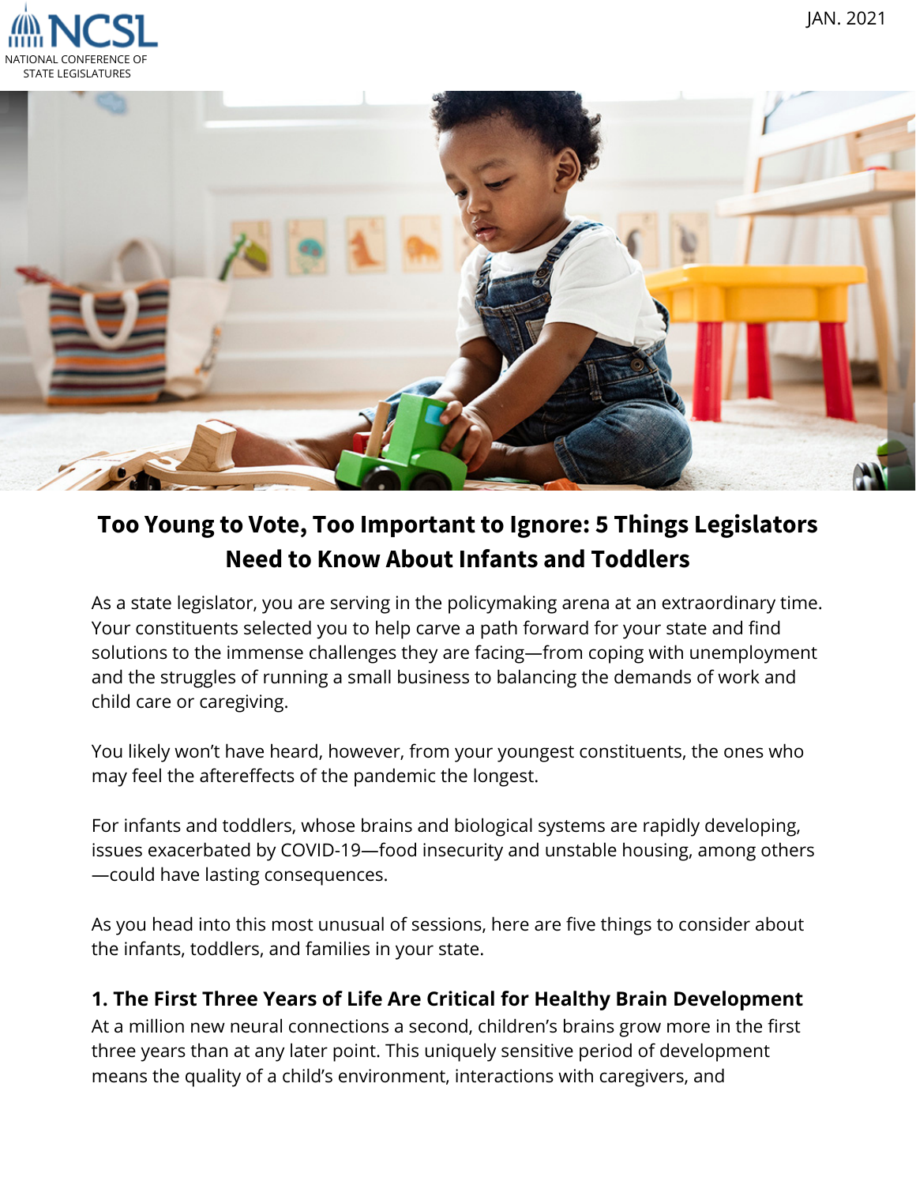NCSL
NATIONAL CONFERENCE OF STATE LEGISLATURES

JAN. 2021

# Too Young to Vote, Too Important to Ignore: 5 Things Legislators Need to Know About Infants and Toddlers

As a state legislator, you are serving in the policymaking arena at an extraordinary time. Your constituents selected you to help carve a path forward for your state and find solutions to the immense challenges they are facing—from coping with unemployment and the struggles of running a small business to balancing the demands of work and child care or caregiving.

You likely won't have heard, however, from your youngest constituents, the ones who may feel the aftereffects of the pandemic the longest.

For infants and toddlers, whose brains and biological systems are rapidly developing, issues exacerbated by COVID-19—food insecurity and unstable housing, among others—could have lasting consequences.

As you head into this most unusual of sessions, here are five things to consider about the infants, toddlers, and families in your state.

### 1. The First Three Years of Life Are Critical for Healthy Brain Development

At a million new neural connections a second, children's brains grow more in the first three years than at any later point. This uniquely sensitive period of development means the quality of a child's environment, interactions with caregivers, and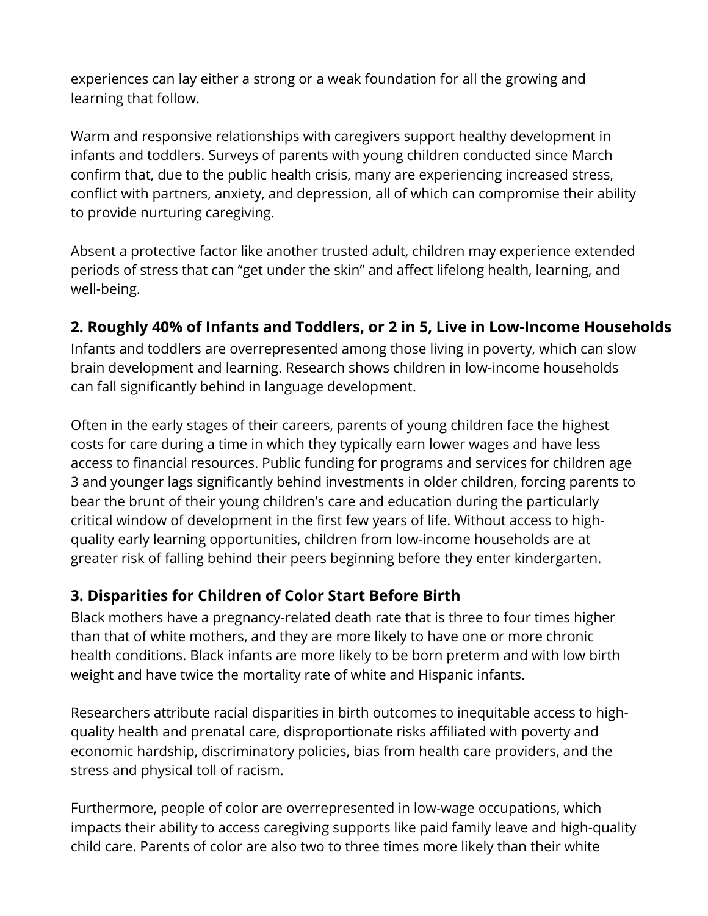experiences can lay either a strong or a weak foundation for all the growing and learning that follow.

Warm and responsive relationships with caregivers support healthy development in infants and toddlers. Surveys of parents with young children conducted since March confirm that, due to the public health crisis, many are experiencing increased stress, conflict with partners, anxiety, and depression, all of which can compromise their ability to provide nurturing caregiving.

Absent a protective factor like another trusted adult, children may experience extended periods of stress that can "get under the skin" and affect lifelong health, learning, and well-being.

### 2. Roughly 40% of Infants and Toddlers, or 2 in 5, Live in Low-Income Households

Infants and toddlers are overrepresented among those living in poverty, which can slow brain development and learning. Research shows children in low-income households can fall significantly behind in language development.

Often in the early stages of their careers, parents of young children face the highest costs for care during a time in which they typically earn lower wages and have less access to financial resources. Public funding for programs and services for children age 3 and younger lags significantly behind investments in older children, forcing parents to bear the brunt of their young children's care and education during the particularly critical window of development in the first few years of life. Without access to high-quality early learning opportunities, children from low-income households are at greater risk of falling behind their peers beginning before they enter kindergarten.

### 3. Disparities for Children of Color Start Before Birth

Black mothers have a pregnancy-related death rate that is three to four times higher than that of white mothers, and they are more likely to have one or more chronic health conditions. Black infants are more likely to be born preterm and with low birth weight and have twice the mortality rate of white and Hispanic infants.

Researchers attribute racial disparities in birth outcomes to inequitable access to high-quality health and prenatal care, disproportionate risks affiliated with poverty and economic hardship, discriminatory policies, bias from health care providers, and the stress and physical toll of racism.

Furthermore, people of color are overrepresented in low-wage occupations, which impacts their ability to access caregiving supports like paid family leave and high-quality child care. Parents of color are also two to three times more likely than their white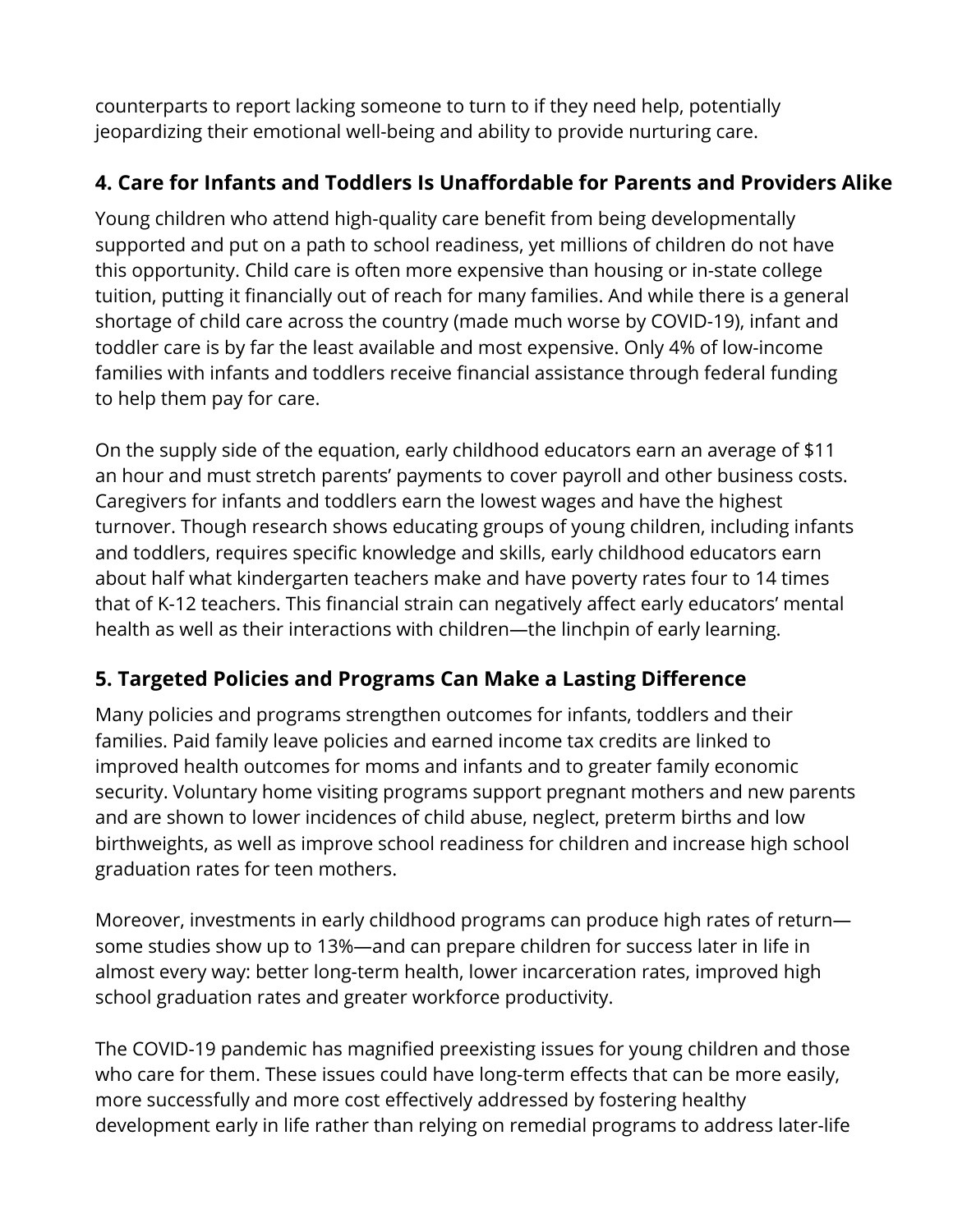counterparts to report lacking someone to turn to if they need help, potentially jeopardizing their emotional well-being and ability to provide nurturing care.

## 4. Care for Infants and Toddlers Is Unaffordable for Parents and Providers Alike

Young children who attend high-quality care benefit from being developmentally supported and put on a path to school readiness, yet millions of children do not have this opportunity. Child care is often more expensive than housing or in-state college tuition, putting it financially out of reach for many families. And while there is a general shortage of child care across the country (made much worse by COVID-19), infant and toddler care is by far the least available and most expensive. Only 4% of low-income families with infants and toddlers receive financial assistance through federal funding to help them pay for care.

On the supply side of the equation, early childhood educators earn an average of $11 an hour and must stretch parents' payments to cover payroll and other business costs. Caregivers for infants and toddlers earn the lowest wages and have the highest turnover. Though research shows educating groups of young children, including infants and toddlers, requires specific knowledge and skills, early childhood educators earn about half what kindergarten teachers make and have poverty rates four to 14 times that of K-12 teachers. This financial strain can negatively affect early educators' mental health as well as their interactions with children—the linchpin of early learning.

## 5. Targeted Policies and Programs Can Make a Lasting Difference

Many policies and programs strengthen outcomes for infants, toddlers and their families. Paid family leave policies and earned income tax credits are linked to improved health outcomes for moms and infants and to greater family economic security. Voluntary home visiting programs support pregnant mothers and new parents and are shown to lower incidences of child abuse, neglect, preterm births and low birthweights, as well as improve school readiness for children and increase high school graduation rates for teen mothers.

Moreover, investments in early childhood programs can produce high rates of return—some studies show up to 13%—and can prepare children for success later in life in almost every way: better long-term health, lower incarceration rates, improved high school graduation rates and greater workforce productivity.

The COVID-19 pandemic has magnified preexisting issues for young children and those who care for them. These issues could have long-term effects that can be more easily, more successfully and more cost effectively addressed by fostering healthy development early in life rather than relying on remedial programs to address later-life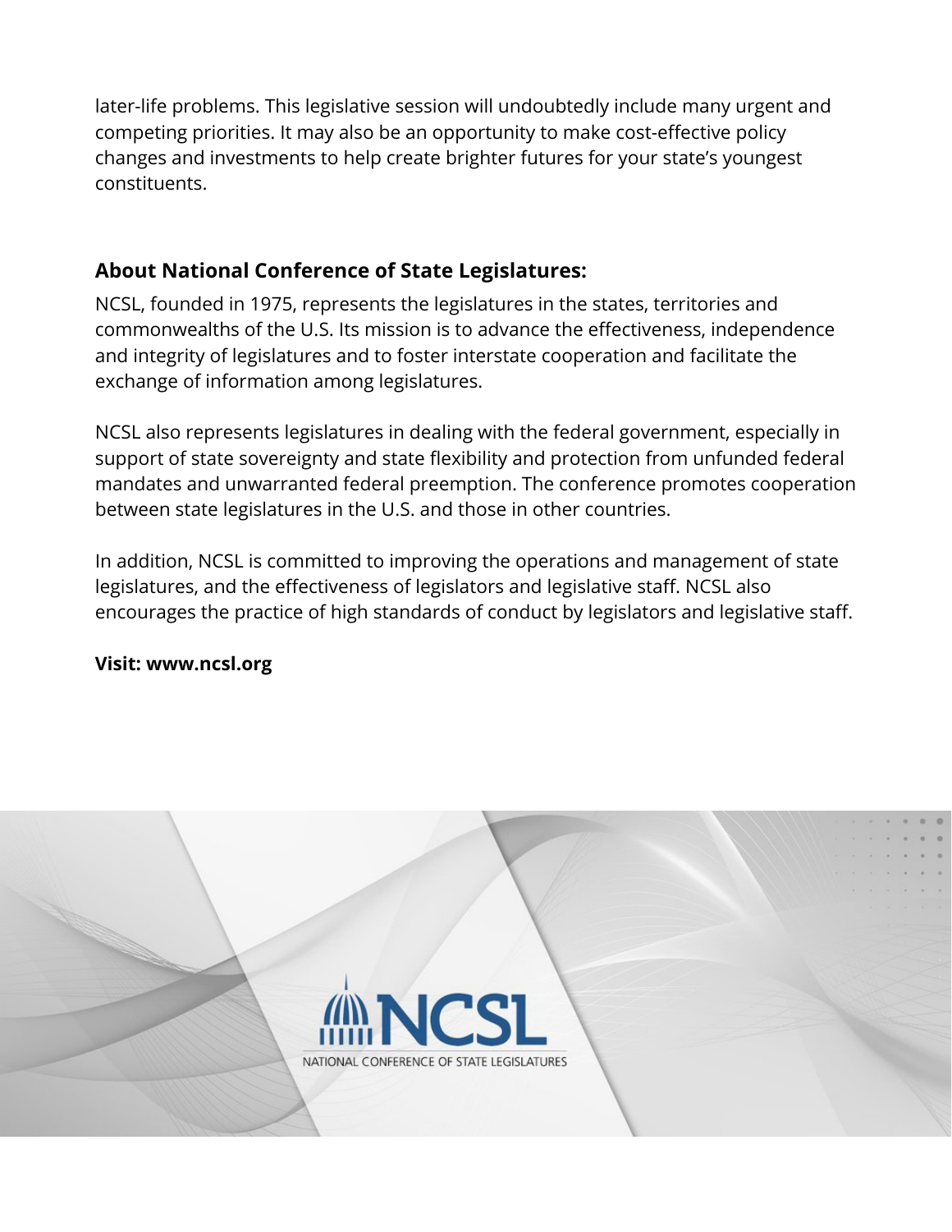later-life problems. This legislative session will undoubtedly include many urgent and competing priorities. It may also be an opportunity to make cost-effective policy changes and investments to help create brighter futures for your state's youngest constituents.

## About National Conference of State Legislatures:

NCSL, founded in 1975, represents the legislatures in the states, territories and commonwealths of the U.S. Its mission is to advance the effectiveness, independence and integrity of legislatures and to foster interstate cooperation and facilitate the exchange of information among legislatures.

NCSL also represents legislatures in dealing with the federal government, especially in support of state sovereignty and state flexibility and protection from unfunded federal mandates and unwarranted federal preemption. The conference promotes cooperation between state legislatures in the U.S. and those in other countries.

In addition, NCSL is committed to improving the operations and management of state legislatures, and the effectiveness of legislators and legislative staff. NCSL also encourages the practice of high standards of conduct by legislators and legislative staff.

**Visit: www.ncsl.org**

NCSL

NATIONAL CONFERENCE OF STATE LEGISLATURES